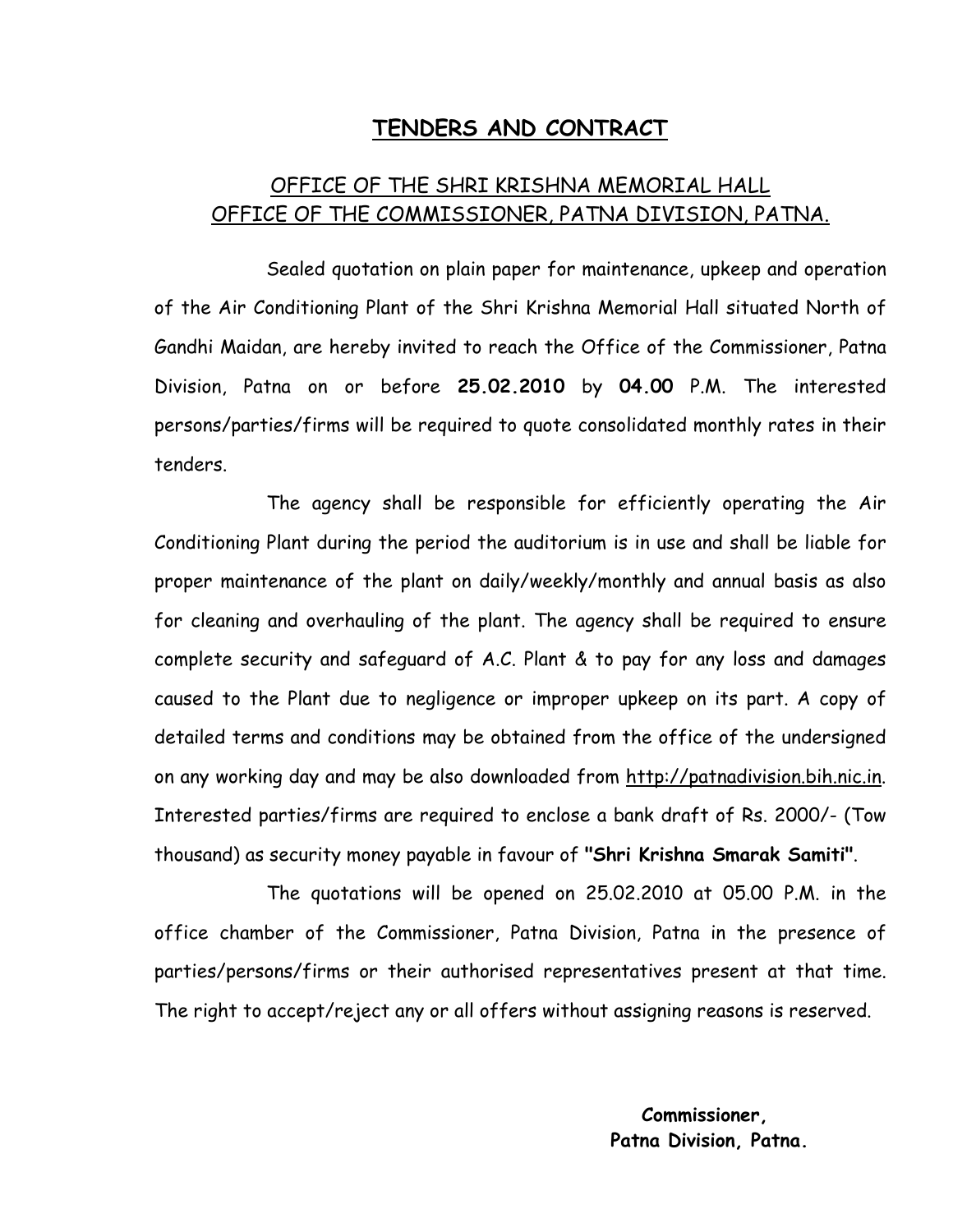# TENDERS AND CONTRACT

## OFFICE OF THE SHRI KRISHNA MEMORIAL HALL
## OFFICE OF THE COMMISSIONER, PATNA DIVISION, PATNA.

Sealed quotation on plain paper for maintenance, upkeep and operation of the Air Conditioning Plant of the Shri Krishna Memorial Hall situated North of Gandhi Maidan, are hereby invited to reach the Office of the Commissioner, Patna Division, Patna on or before **25.02.2010** by **04.00** P.M. The interested persons/parties/firms will be required to quote consolidated monthly rates in their tenders.

The agency shall be responsible for efficiently operating the Air Conditioning Plant during the period the auditorium is in use and shall be liable for proper maintenance of the plant on daily/weekly/monthly and annual basis as also for cleaning and overhauling of the plant. The agency shall be required to ensure complete security and safeguard of A.C. Plant & to pay for any loss and damages caused to the Plant due to negligence or improper upkeep on its part. A copy of detailed terms and conditions may be obtained from the office of the undersigned on any working day and may be also downloaded from http://patnadivision.bih.nic.in. Interested parties/firms are required to enclose a bank draft of Rs. 2000/- (Tow thousand) as security money payable in favour of **"Shri Krishna Smarak Samiti"**.

The quotations will be opened on 25.02.2010 at 05.00 P.M. in the office chamber of the Commissioner, Patna Division, Patna in the presence of parties/persons/firms or their authorised representatives present at that time. The right to accept/reject any or all offers without assigning reasons is reserved.

**Commissioner,**
**Patna Division, Patna.**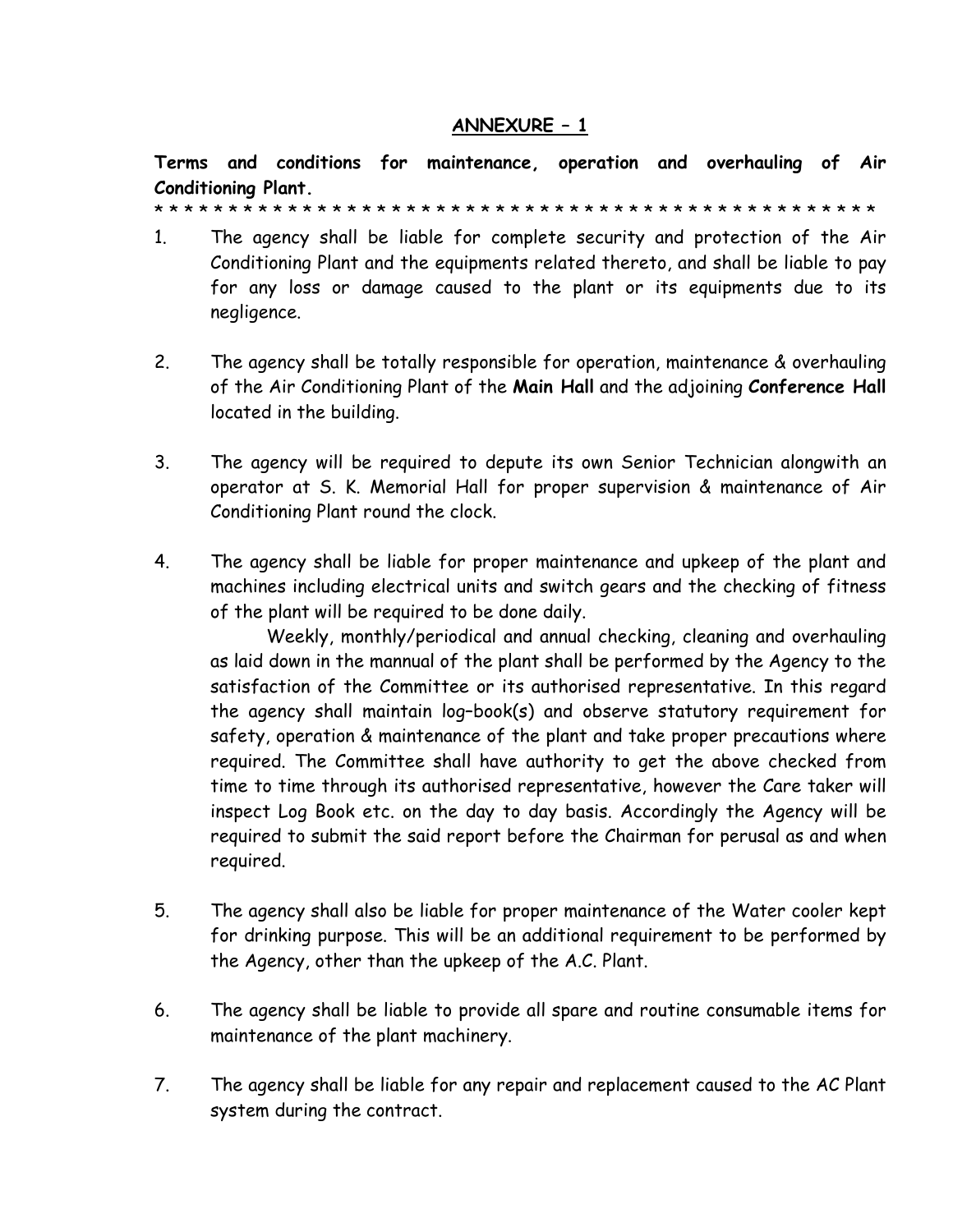## ANNEXURE – 1

**Terms and conditions for maintenance, operation and overhauling of Air Conditioning Plant.**

* * * * * * * * * * * * * * * * * * * * * * * * * * * * * * * * * * * * * * * * * * * * * * * *

1. The agency shall be liable for complete security and protection of the Air Conditioning Plant and the equipments related thereto, and shall be liable to pay for any loss or damage caused to the plant or its equipments due to its negligence.

2. The agency shall be totally responsible for operation, maintenance & overhauling of the Air Conditioning Plant of the **Main Hall** and the adjoining **Conference Hall** located in the building.

3. The agency will be required to depute its own Senior Technician alongwith an operator at S. K. Memorial Hall for proper supervision & maintenance of Air Conditioning Plant round the clock.

4. The agency shall be liable for proper maintenance and upkeep of the plant and machines including electrical units and switch gears and the checking of fitness of the plant will be required to be done daily.

   Weekly, monthly/periodical and annual checking, cleaning and overhauling as laid down in the mannual of the plant shall be performed by the Agency to the satisfaction of the Committee or its authorised representative. In this regard the agency shall maintain log–book(s) and observe statutory requirement for safety, operation & maintenance of the plant and take proper precautions where required. The Committee shall have authority to get the above checked from time to time through its authorised representative, however the Care taker will inspect Log Book etc. on the day to day basis. Accordingly the Agency will be required to submit the said report before the Chairman for perusal as and when required.

5. The agency shall also be liable for proper maintenance of the Water cooler kept for drinking purpose. This will be an additional requirement to be performed by the Agency, other than the upkeep of the A.C. Plant.

6. The agency shall be liable to provide all spare and routine consumable items for maintenance of the plant machinery.

7. The agency shall be liable for any repair and replacement caused to the AC Plant system during the contract.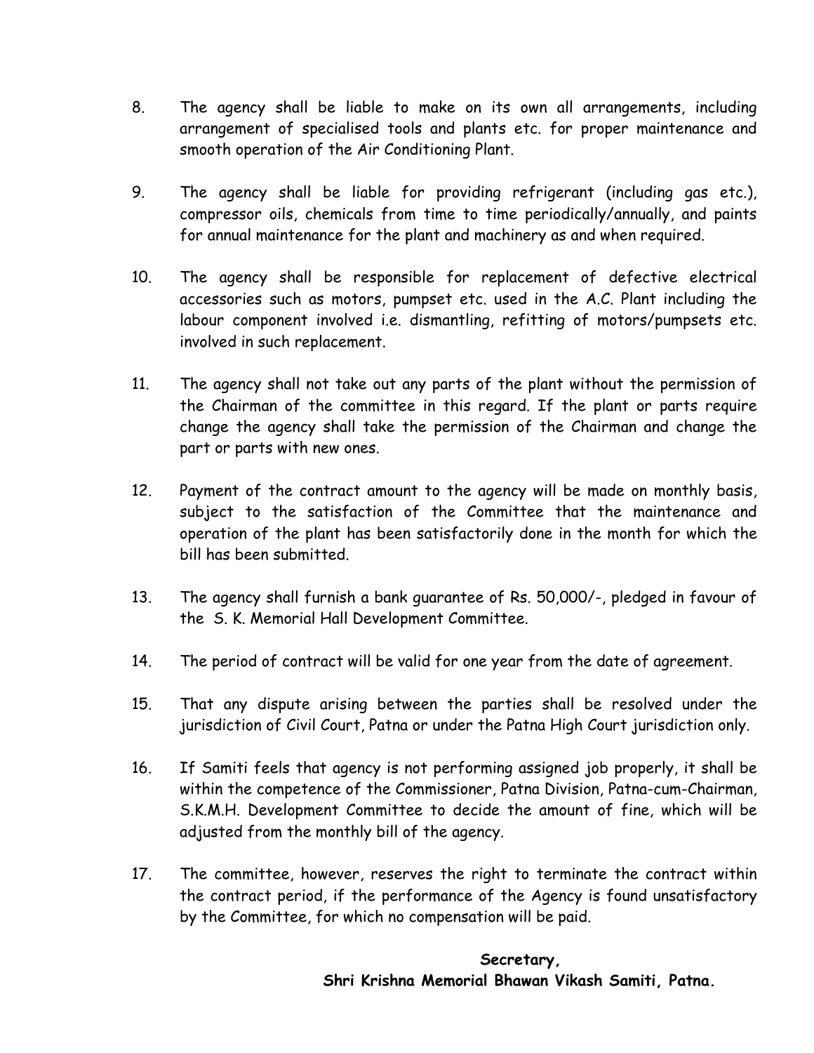8. The agency shall be liable to make on its own all arrangements, including arrangement of specialised tools and plants etc. for proper maintenance and smooth operation of the Air Conditioning Plant.

9. The agency shall be liable for providing refrigerant (including gas etc.), compressor oils, chemicals from time to time periodically/annually, and paints for annual maintenance for the plant and machinery as and when required.

10. The agency shall be responsible for replacement of defective electrical accessories such as motors, pumpset etc. used in the A.C. Plant including the labour component involved i.e. dismantling, refitting of motors/pumpsets etc. involved in such replacement.

11. The agency shall not take out any parts of the plant without the permission of the Chairman of the committee in this regard. If the plant or parts require change the agency shall take the permission of the Chairman and change the part or parts with new ones.

12. Payment of the contract amount to the agency will be made on monthly basis, subject to the satisfaction of the Committee that the maintenance and operation of the plant has been satisfactorily done in the month for which the bill has been submitted.

13. The agency shall furnish a bank guarantee of Rs. 50,000/-, pledged in favour of the S. K. Memorial Hall Development Committee.

14. The period of contract will be valid for one year from the date of agreement.

15. That any dispute arising between the parties shall be resolved under the jurisdiction of Civil Court, Patna or under the Patna High Court jurisdiction only.

16. If Samiti feels that agency is not performing assigned job properly, it shall be within the competence of the Commissioner, Patna Division, Patna-cum-Chairman, S.K.M.H. Development Committee to decide the amount of fine, which will be adjusted from the monthly bill of the agency.

17. The committee, however, reserves the right to terminate the contract within the contract period, if the performance of the Agency is found unsatisfactory by the Committee, for which no compensation will be paid.

**Secretary,**
**Shri Krishna Memorial Bhawan Vikash Samiti, Patna.**